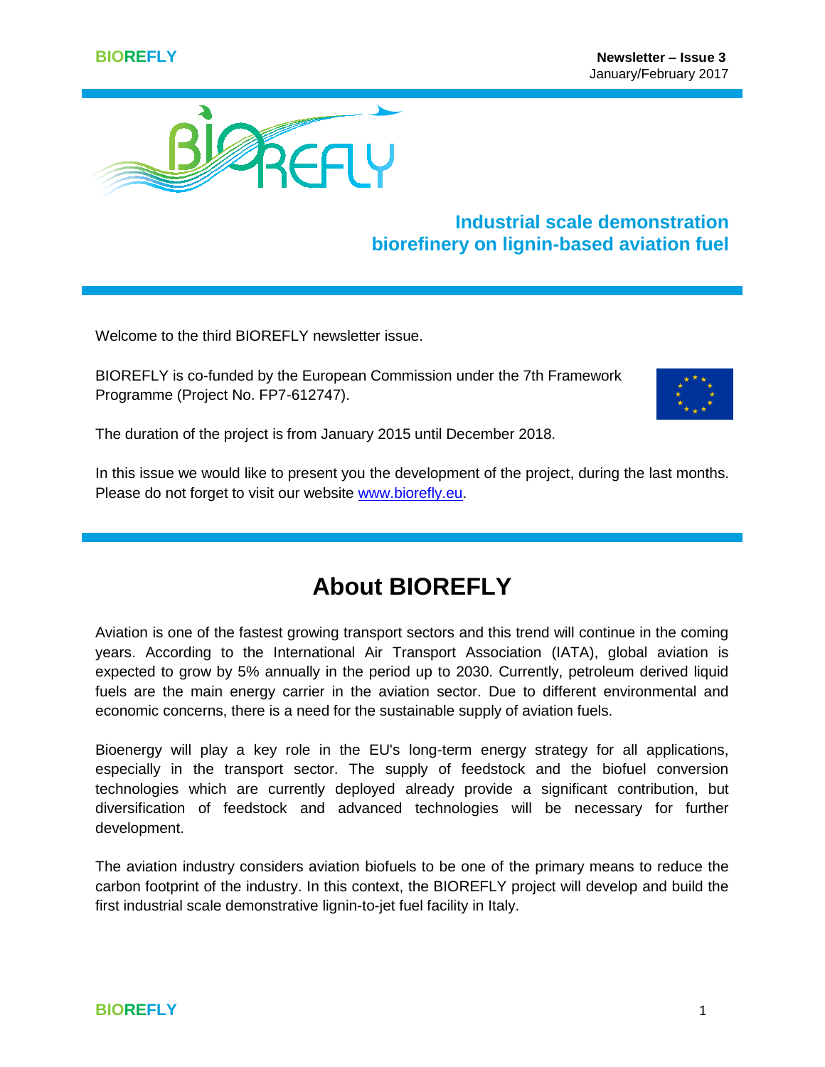**Newsletter – Issue 3**
January/February 2017

## Industrial scale demonstration biorefinery on lignin-based aviation fuel

Welcome to the third BIOREFLY newsletter issue.

BIOREFLY is co-funded by the European Commission under the 7th Framework Programme (Project No. FP7-612747).

The duration of the project is from January 2015 until December 2018.

In this issue we would like to present you the development of the project, during the last months. Please do not forget to visit our website [www.biorefly.eu](http://www.biorefly.eu).

# About BIOREFLY

Aviation is one of the fastest growing transport sectors and this trend will continue in the coming years. According to the International Air Transport Association (IATA), global aviation is expected to grow by 5% annually in the period up to 2030. Currently, petroleum derived liquid fuels are the main energy carrier in the aviation sector. Due to different environmental and economic concerns, there is a need for the sustainable supply of aviation fuels.

Bioenergy will play a key role in the EU's long-term energy strategy for all applications, especially in the transport sector. The supply of feedstock and the biofuel conversion technologies which are currently deployed already provide a significant contribution, but diversification of feedstock and advanced technologies will be necessary for further development.

The aviation industry considers aviation biofuels to be one of the primary means to reduce the carbon footprint of the industry. In this context, the BIOREFLY project will develop and build the first industrial scale demonstrative lignin-to-jet fuel facility in Italy.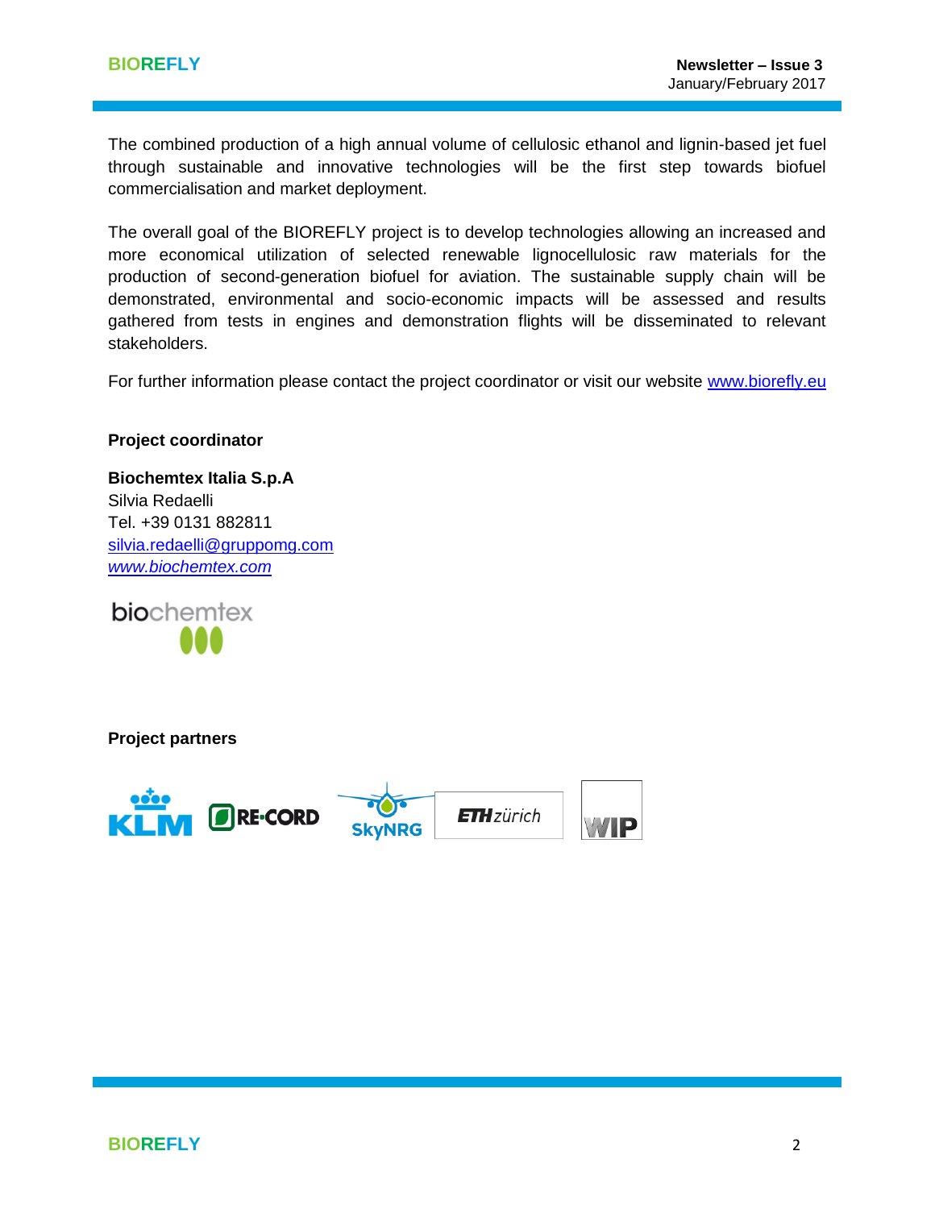The combined production of a high annual volume of cellulosic ethanol and lignin-based jet fuel through sustainable and innovative technologies will be the first step towards biofuel commercialisation and market deployment.

The overall goal of the BIOREFLY project is to develop technologies allowing an increased and more economical utilization of selected renewable lignocellulosic raw materials for the production of second-generation biofuel for aviation. The sustainable supply chain will be demonstrated, environmental and socio-economic impacts will be assessed and results gathered from tests in engines and demonstration flights will be disseminated to relevant stakeholders.

For further information please contact the project coordinator or visit our website [www.biorefly.eu](http://www.biorefly.eu)

**Project coordinator**

**Biochemtex Italia S.p.A**
Silvia Redaelli
Tel. +39 0131 882811
[silvia.redaelli@gruppomg.com](mailto:silvia.redaelli@gruppomg.com)
*[www.biochemtex.com](http://www.biochemtex.com)*

**Project partners**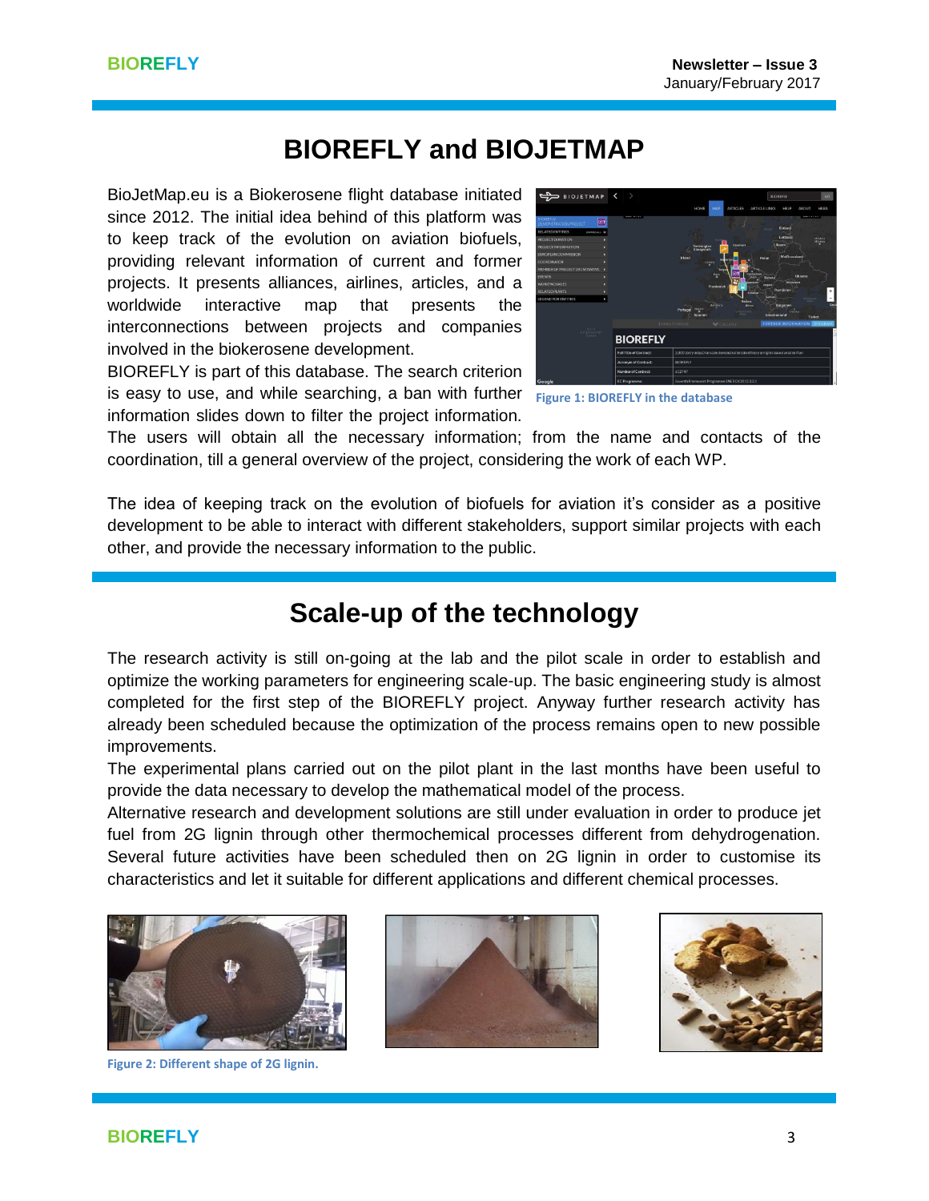# BIOREFLY and BIOJETMAP

BioJetMap.eu is a Biokerosene flight database initiated since 2012. The initial idea behind of this platform was to keep track of the evolution on aviation biofuels, providing relevant information of current and former projects. It presents alliances, airlines, articles, and a worldwide interactive map that presents the interconnections between projects and companies involved in the biokerosene development.

BIOREFLY is part of this database. The search criterion is easy to use, and while searching, a ban with further information slides down to filter the project information. The users will obtain all the necessary information; from the name and contacts of the coordination, till a general overview of the project, considering the work of each WP.

Figure 1: BIOREFLY in the database

The idea of keeping track on the evolution of biofuels for aviation it's consider as a positive development to be able to interact with different stakeholders, support similar projects with each other, and provide the necessary information to the public.

# Scale-up of the technology

The research activity is still on-going at the lab and the pilot scale in order to establish and optimize the working parameters for engineering scale-up. The basic engineering study is almost completed for the first step of the BIOREFLY project. Anyway further research activity has already been scheduled because the optimization of the process remains open to new possible improvements.

The experimental plans carried out on the pilot plant in the last months have been useful to provide the data necessary to develop the mathematical model of the process.

Alternative research and development solutions are still under evaluation in order to produce jet fuel from 2G lignin through other thermochemical processes different from dehydrogenation. Several future activities have been scheduled then on 2G lignin in order to customise its characteristics and let it suitable for different applications and different chemical processes.

Figure 2: Different shape of 2G lignin.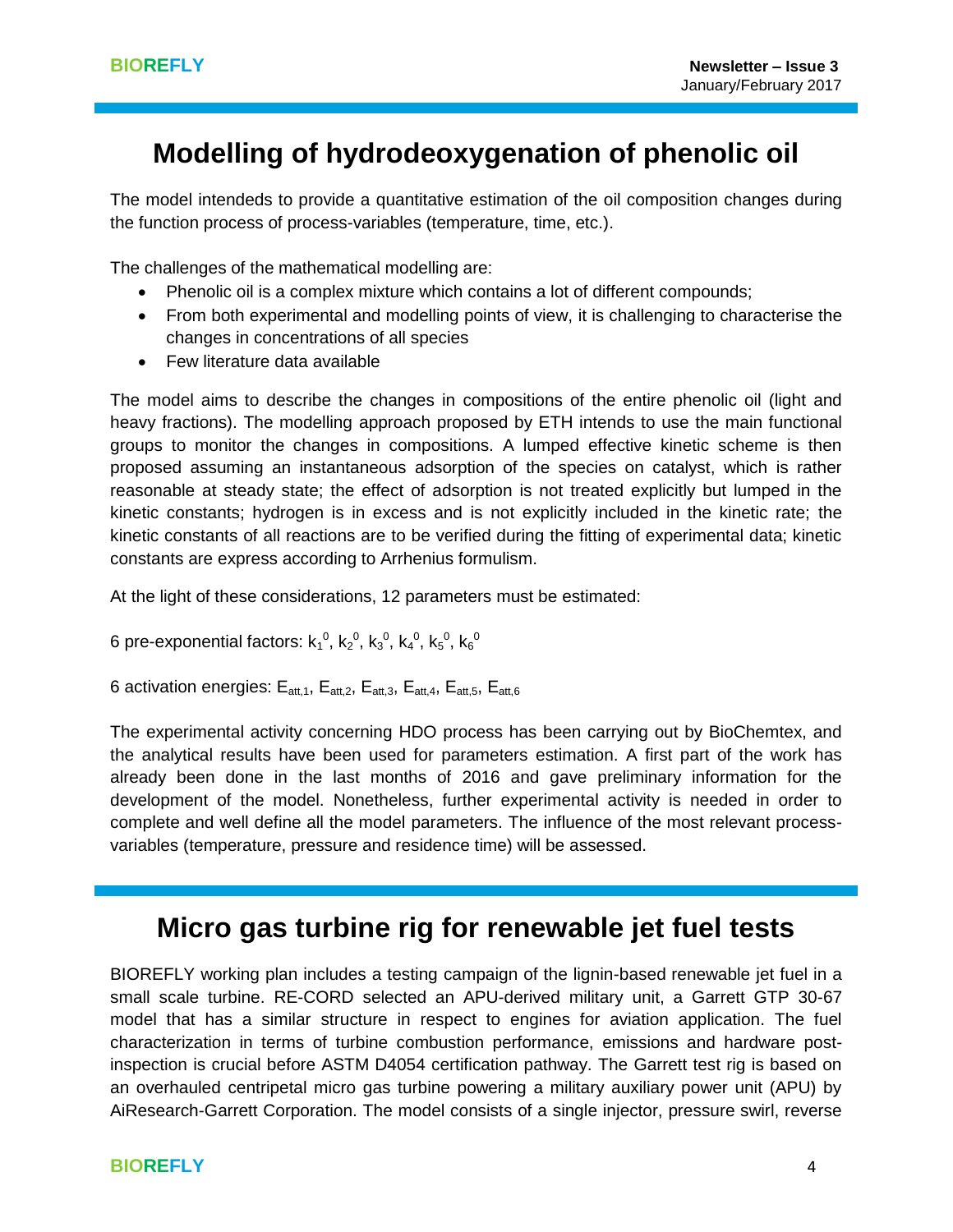# Modelling of hydrodeoxygenation of phenolic oil

The model intends to provide a quantitative estimation of the oil composition changes during the function process of process-variables (temperature, time, etc.).

The challenges of the mathematical modelling are:

- Phenolic oil is a complex mixture which contains a lot of different compounds;
- From both experimental and modelling points of view, it is challenging to characterise the changes in concentrations of all species
- Few literature data available

The model aims to describe the changes in compositions of the entire phenolic oil (light and heavy fractions). The modelling approach proposed by ETH intends to use the main functional groups to monitor the changes in compositions. A lumped effective kinetic scheme is then proposed assuming an instantaneous adsorption of the species on catalyst, which is rather reasonable at steady state; the effect of adsorption is not treated explicitly but lumped in the kinetic constants; hydrogen is in excess and is not explicitly included in the kinetic rate; the kinetic constants of all reactions are to be verified during the fitting of experimental data; kinetic constants are express according to Arrhenius formulism.

At the light of these considerations, 12 parameters must be estimated:

6 pre-exponential factors: $k_1^0$, $k_2^0$, $k_3^0$, $k_4^0$, $k_5^0$, $k_6^0$

6 activation energies: $E_{att,1}$, $E_{att,2}$, $E_{att,3}$, $E_{att,4}$, $E_{att,5}$, $E_{att,6}$

The experimental activity concerning HDO process has been carrying out by BioChemtex, and the analytical results have been used for parameters estimation. A first part of the work has already been done in the last months of 2016 and gave preliminary information for the development of the model. Nonetheless, further experimental activity is needed in order to complete and well define all the model parameters. The influence of the most relevant process-variables (temperature, pressure and residence time) will be assessed.

# Micro gas turbine rig for renewable jet fuel tests

BIOREFLY working plan includes a testing campaign of the lignin-based renewable jet fuel in a small scale turbine. RE-CORD selected an APU-derived military unit, a Garrett GTP 30-67 model that has a similar structure in respect to engines for aviation application. The fuel characterization in terms of turbine combustion performance, emissions and hardware post-inspection is crucial before ASTM D4054 certification pathway. The Garrett test rig is based on an overhauled centripetal micro gas turbine powering a military auxiliary power unit (APU) by AiResearch-Garrett Corporation. The model consists of a single injector, pressure swirl, reverse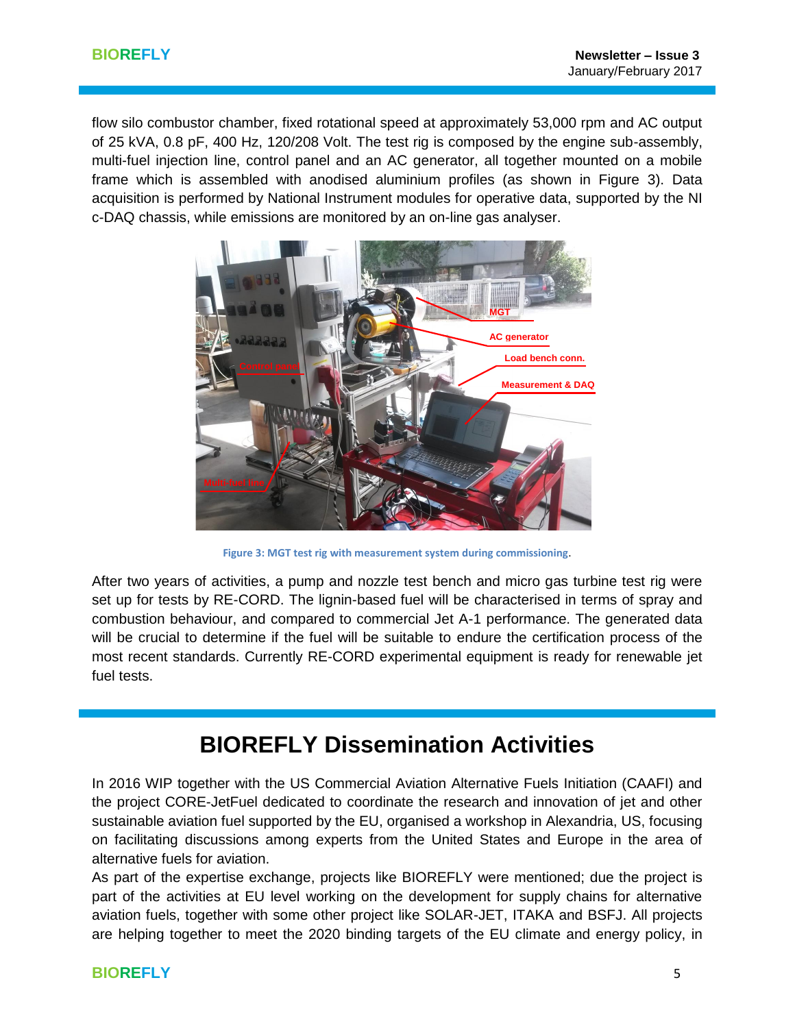flow silo combustor chamber, fixed rotational speed at approximately 53,000 rpm and AC output of 25 kVA, 0.8 pF, 400 Hz, 120/208 Volt. The test rig is composed by the engine sub-assembly, multi-fuel injection line, control panel and an AC generator, all together mounted on a mobile frame which is assembled with anodised aluminium profiles (as shown in Figure 3). Data acquisition is performed by National Instrument modules for operative data, supported by the NI c-DAQ chassis, while emissions are monitored by an on-line gas analyser.

Figure 3: MGT test rig with measurement system during commissioning.

After two years of activities, a pump and nozzle test bench and micro gas turbine test rig were set up for tests by RE-CORD. The lignin-based fuel will be characterised in terms of spray and combustion behaviour, and compared to commercial Jet A-1 performance. The generated data will be crucial to determine if the fuel will be suitable to endure the certification process of the most recent standards. Currently RE-CORD experimental equipment is ready for renewable jet fuel tests.

# BIOREFLY Dissemination Activities

In 2016 WIP together with the US Commercial Aviation Alternative Fuels Initiation (CAAFI) and the project CORE-JetFuel dedicated to coordinate the research and innovation of jet and other sustainable aviation fuel supported by the EU, organised a workshop in Alexandria, US, focusing on facilitating discussions among experts from the United States and Europe in the area of alternative fuels for aviation.

As part of the expertise exchange, projects like BIOREFLY were mentioned; due the project is part of the activities at EU level working on the development for supply chains for alternative aviation fuels, together with some other project like SOLAR-JET, ITAKA and BSFJ. All projects are helping together to meet the 2020 binding targets of the EU climate and energy policy, in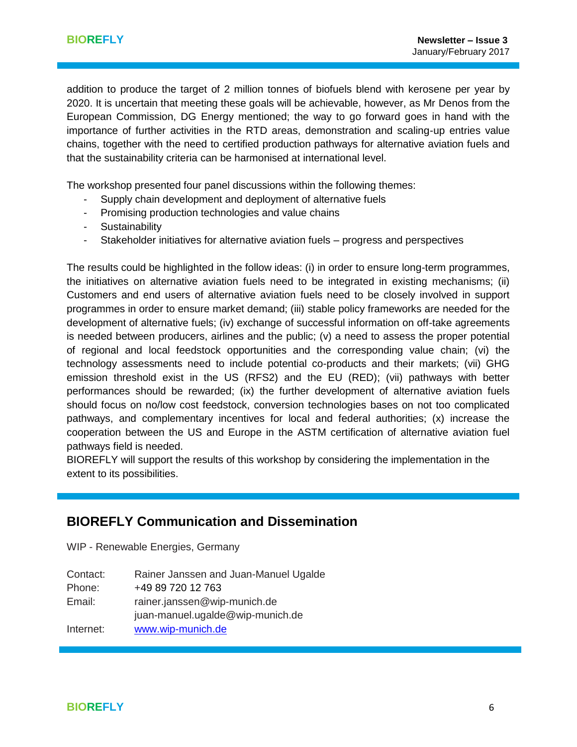addition to produce the target of 2 million tonnes of biofuels blend with kerosene per year by 2020. It is uncertain that meeting these goals will be achievable, however, as Mr Denos from the European Commission, DG Energy mentioned; the way to go forward goes in hand with the importance of further activities in the RTD areas, demonstration and scaling-up entries value chains, together with the need to certified production pathways for alternative aviation fuels and that the sustainability criteria can be harmonised at international level.

The workshop presented four panel discussions within the following themes:

- Supply chain development and deployment of alternative fuels
- Promising production technologies and value chains
- Sustainability
- Stakeholder initiatives for alternative aviation fuels – progress and perspectives

The results could be highlighted in the follow ideas: (i) in order to ensure long-term programmes, the initiatives on alternative aviation fuels need to be integrated in existing mechanisms; (ii) Customers and end users of alternative aviation fuels need to be closely involved in support programmes in order to ensure market demand; (iii) stable policy frameworks are needed for the development of alternative fuels; (iv) exchange of successful information on off-take agreements is needed between producers, airlines and the public; (v) a need to assess the proper potential of regional and local feedstock opportunities and the corresponding value chain; (vi) the technology assessments need to include potential co-products and their markets; (vii) GHG emission threshold exist in the US (RFS2) and the EU (RED); (vii) pathways with better performances should be rewarded; (ix) the further development of alternative aviation fuels should focus on no/low cost feedstock, conversion technologies bases on not too complicated pathways, and complementary incentives for local and federal authorities; (x) increase the cooperation between the US and Europe in the ASTM certification of alternative aviation fuel pathways field is needed.
BIOREFLY will support the results of this workshop by considering the implementation in the extent to its possibilities.

## BIOREFLY Communication and Dissemination

WIP - Renewable Energies, Germany

| | |
|---|---|
| Contact: | Rainer Janssen and Juan-Manuel Ugalde |
| Phone: | +49 89 720 12 763 |
| Email: | rainer.janssen@wip-munich.de |
| | juan-manuel.ugalde@wip-munich.de |
| Internet: | www.wip-munich.de |